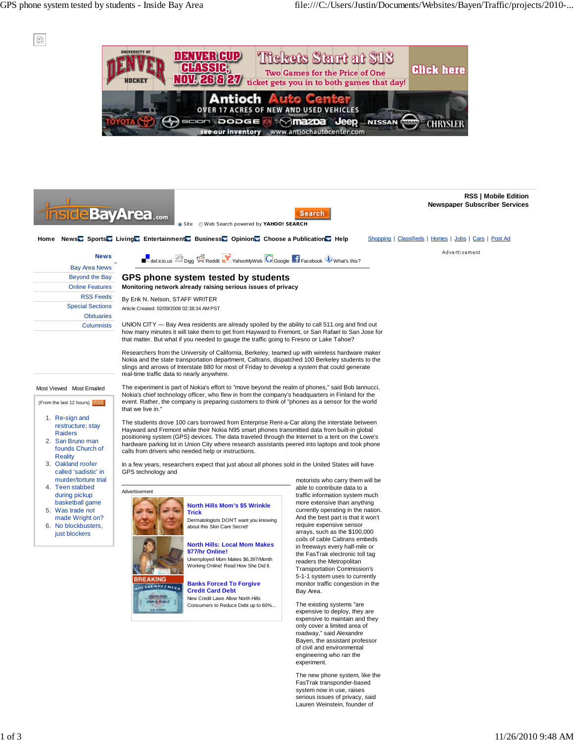# GPS phone system tested by students

**Monitoring network already raising serious issues of privacy**

By Erik N. Nelson, STAFF WRITER

Article Created: 02/09/2008 02:38:34 AM PST

UNION CITY — Bay Area residents are already spoiled by the ability to call 511.org and find out how many minutes it will take them to get from Hayward to Fremont, or San Rafael to San Jose for that matter. But what if you needed to gauge the traffic going to Fresno or Lake Tahoe?

Researchers from the University of California, Berkeley, teamed up with wireless hardware maker Nokia and the state transportation department, Caltrans, dispatched 100 Berkeley students to the slings and arrows of Interstate 880 for most of Friday to develop a system that could generate real-time traffic data to nearly anywhere.

The experiment is part of Nokia's effort to "move beyond the realm of phones," said Bob Iannucci, Nokia's chief technology officer, who flew in from the company's headquarters in Finland for the event. Rather, the company is preparing customers to think of "phones as a sensor for the world that we live in."

The students drove 100 cars borrowed from Enterprise Rent-a-Car along the interstate between Hayward and Fremont while their Nokia N95 smart phones transmitted data from built-in global positioning system (GPS) devices. The data traveled through the Internet to a tent on the Lowe's hardware parking lot in Union City where research assistants peered into laptops and took phone calls from drivers who needed help or instructions.

In a few years, researchers expect that just about all phones sold in the United States will have GPS technology and motorists who carry them will be able to contribute data to a traffic information system much more extensive than anything currently operating in the nation. And the best part is that it won't require expensive sensor arrays, such as the $100,000 coils of cable Caltrans embeds in freeways every half-mile or the FasTrak electronic toll tag readers the Metropolitan Transportation Commission's 5-1-1 system uses to currently monitor traffic congestion in the Bay Area.

The existing systems "are expensive to deploy, are expensive to maintain and they only cover a limited area of roadway," said Alexandre Bayen, the assistant professor of civil and environmental engineering who ran the experiment.

The new phone system, like the FasTrak transponder-based system now in use, raises serious issues of privacy, said Lauren Weinstein, founder of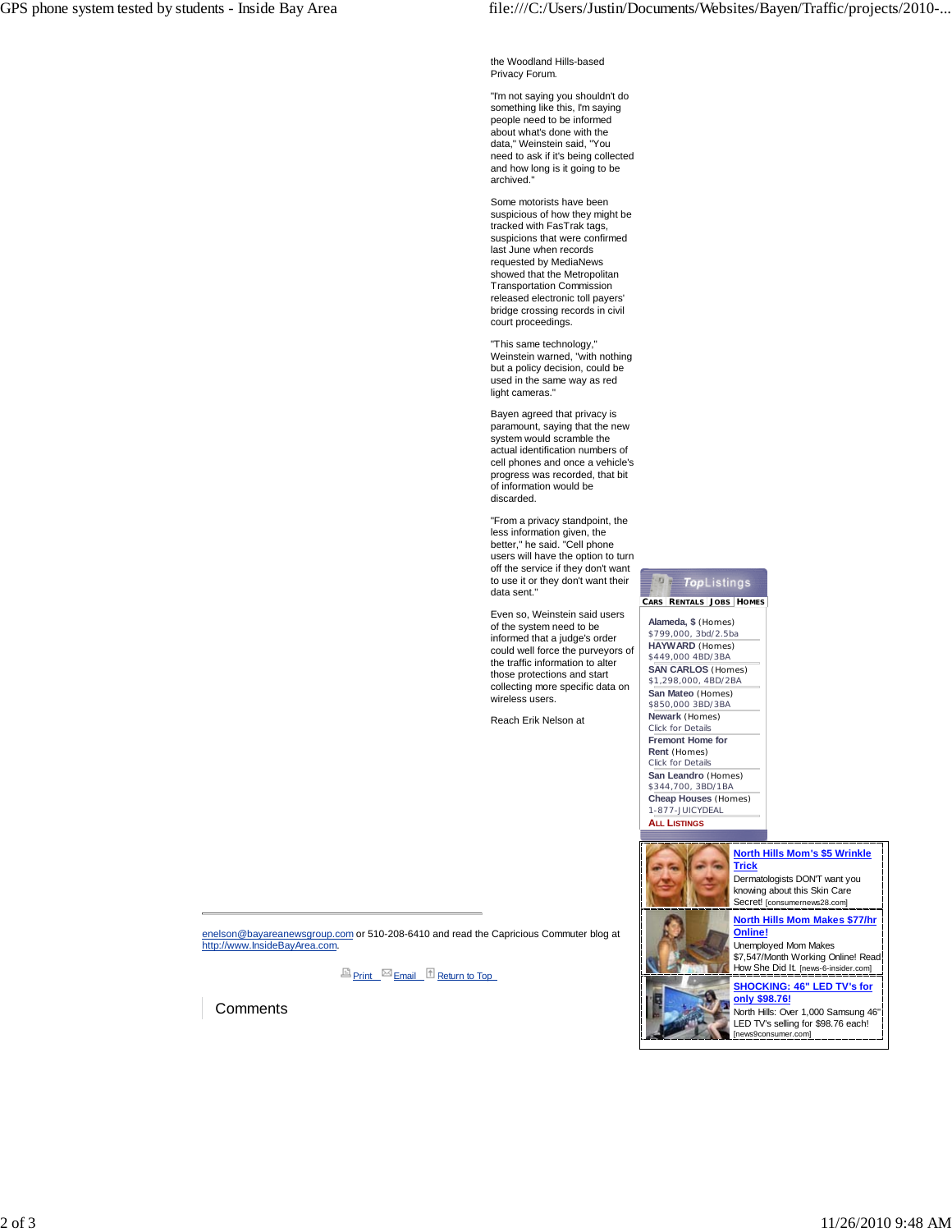the Woodland Hills-based Privacy Forum.

"I'm not saying you shouldn't do something like this, I'm saying people need to be informed about what's done with the data," Weinstein said, "You need to ask if it's being collected and how long is it going to be archived."

Some motorists have been suspicious of how they might be tracked with FasTrak tags, suspicions that were confirmed last June when records requested by MediaNews showed that the Metropolitan Transportation Commission released electronic toll payers' bridge crossing records in civil court proceedings.

"This same technology," Weinstein warned, "with nothing but a policy decision, could be used in the same way as red light cameras."

Bayen agreed that privacy is paramount, saying that the new system would scramble the actual identification numbers of cell phones and once a vehicle's progress was recorded, that bit of information would be discarded.

"From a privacy standpoint, the less information given, the better," he said. "Cell phone users will have the option to turn off the service if they don't want to use it or they don't want their data sent."

Even so, Weinstein said users of the system need to be informed that a judge's order could well force the purveyors of the traffic information to alter those protections and start collecting more specific data on wireless users.

Reach Erik Nelson at enelson@bayareanewsgroup.com or 510-208-6410 and read the Capricious Commuter blog at http://www.InsideBayArea.com.

Print Email Return to Top

## Comments

**TopListings**

CARS | RENTALS | JOBS | HOMES

- **Alameda, $** (Homes) $799,000, 3bd/2.5ba
- **HAYWARD** (Homes) $449,000 4BD/3BA
- **SAN CARLOS** (Homes) $1,298,000, 4BD/2BA
- **San Mateo** (Homes) $850,000 3BD/3BA
- **Newark** (Homes) Click for Details
- **Fremont Home for Rent** (Homes) Click for Details
- **San Leandro** (Homes) $344,700, 3BD/1BA
- **Cheap Houses** (Homes) 1-877-JUICYDEAL

ALL LISTINGS

**North Hills Mom's $5 Wrinkle Trick**
Dermatologists DON'T want you knowing about this Skin Care Secret! [consumernews28.com]

**North Hills Mom Makes $77/hr Online!**
Unemployed Mom Makes $7,547/Month Working Online! Read How She Did It. [news-6-insider.com]

**SHOCKING: 46" LED TV's for only $98.76!**
North Hills: Over 1,000 Samsung 46" LED TV's selling for $98.76 each! [news9consumer.com]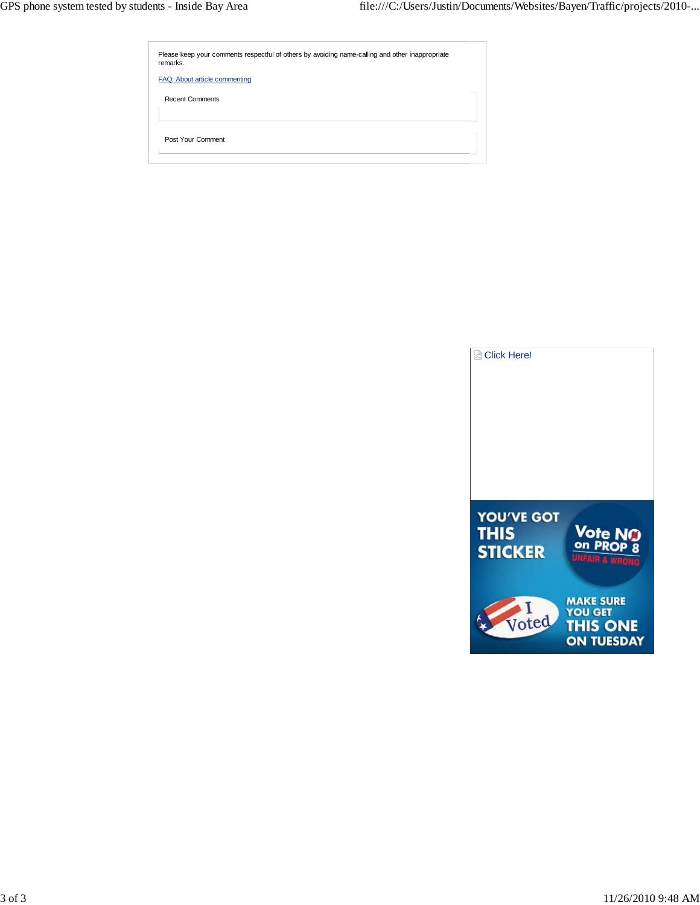Please keep your comments respectful of others by avoiding name-calling and other inappropriate remarks.

FAQ: About article commenting

Recent Comments

Post Your Comment

Click Here!

YOU'VE GOT THIS STICKER

Vote NO on PROP 8 UNFAIR & WRONG

I Voted

MAKE SURE YOU GET THIS ONE ON TUESDAY